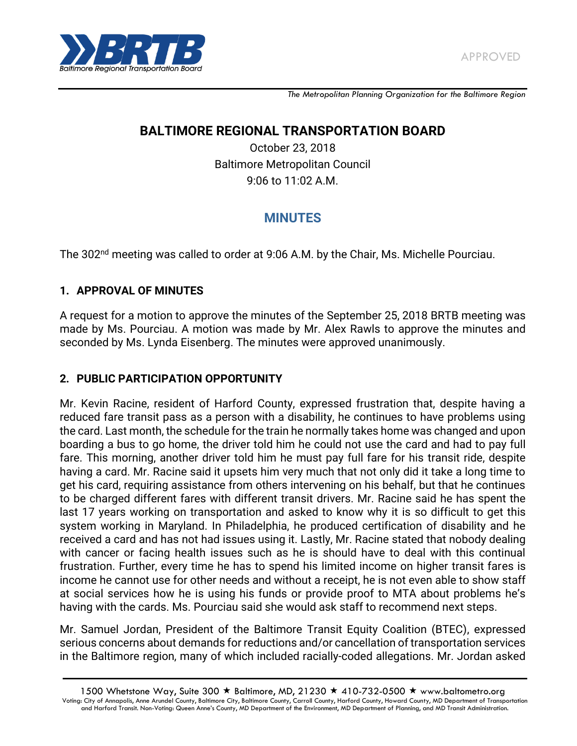APPROVED

*The Metropolitan Planning Organization for the Baltimore Region*

# BALTIMORE REGIONAL TRANSPORTATION BOARD

October 23, 2018
Baltimore Metropolitan Council
9:06 to 11:02 A.M.

## MINUTES

The 302nd meeting was called to order at 9:06 A.M. by the Chair, Ms. Michelle Pourciau.

### 1. APPROVAL OF MINUTES

A request for a motion to approve the minutes of the September 25, 2018 BRTB meeting was made by Ms. Pourciau. A motion was made by Mr. Alex Rawls to approve the minutes and seconded by Ms. Lynda Eisenberg. The minutes were approved unanimously.

### 2. PUBLIC PARTICIPATION OPPORTUNITY

Mr. Kevin Racine, resident of Harford County, expressed frustration that, despite having a reduced fare transit pass as a person with a disability, he continues to have problems using the card. Last month, the schedule for the train he normally takes home was changed and upon boarding a bus to go home, the driver told him he could not use the card and had to pay full fare. This morning, another driver told him he must pay full fare for his transit ride, despite having a card. Mr. Racine said it upsets him very much that not only did it take a long time to get his card, requiring assistance from others intervening on his behalf, but that he continues to be charged different fares with different transit drivers. Mr. Racine said he has spent the last 17 years working on transportation and asked to know why it is so difficult to get this system working in Maryland. In Philadelphia, he produced certification of disability and he received a card and has not had issues using it. Lastly, Mr. Racine stated that nobody dealing with cancer or facing health issues such as he is should have to deal with this continual frustration. Further, every time he has to spend his limited income on higher transit fares is income he cannot use for other needs and without a receipt, he is not even able to show staff at social services how he is using his funds or provide proof to MTA about problems he's having with the cards. Ms. Pourciau said she would ask staff to recommend next steps.

Mr. Samuel Jordan, President of the Baltimore Transit Equity Coalition (BTEC), expressed serious concerns about demands for reductions and/or cancellation of transportation services in the Baltimore region, many of which included racially-coded allegations. Mr. Jordan asked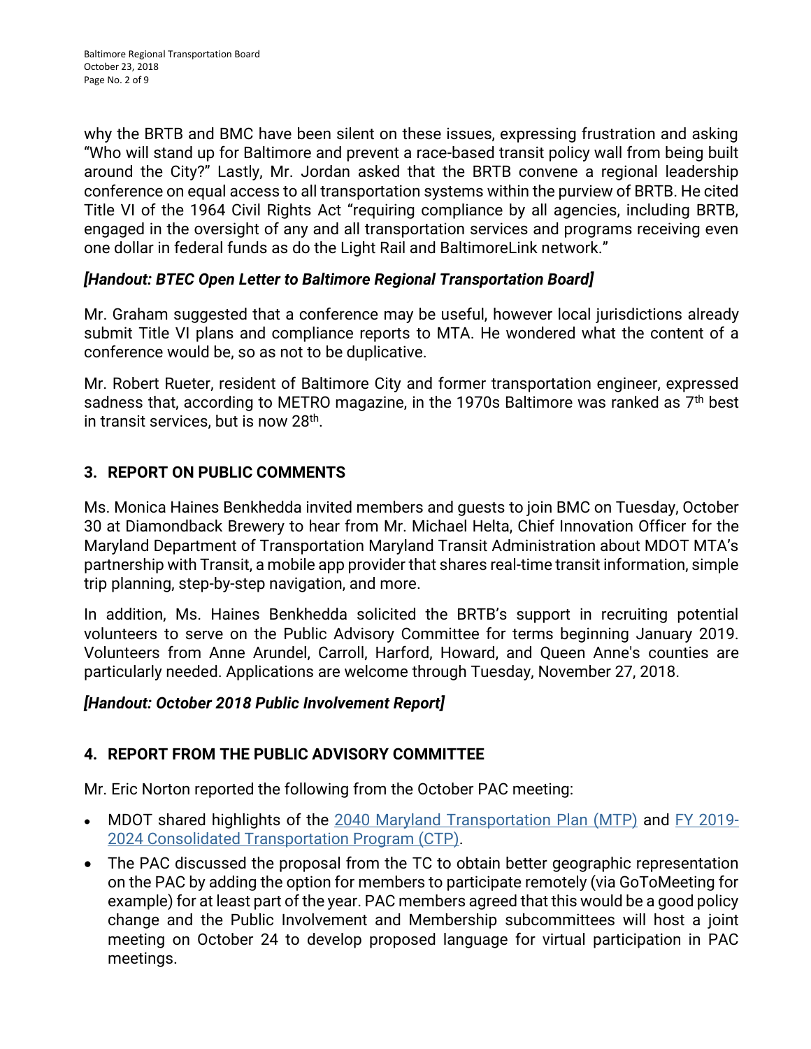why the BRTB and BMC have been silent on these issues, expressing frustration and asking "Who will stand up for Baltimore and prevent a race-based transit policy wall from being built around the City?" Lastly, Mr. Jordan asked that the BRTB convene a regional leadership conference on equal access to all transportation systems within the purview of BRTB. He cited Title VI of the 1964 Civil Rights Act "requiring compliance by all agencies, including BRTB, engaged in the oversight of any and all transportation services and programs receiving even one dollar in federal funds as do the Light Rail and BaltimoreLink network."

***[Handout: BTEC Open Letter to Baltimore Regional Transportation Board]***

Mr. Graham suggested that a conference may be useful, however local jurisdictions already submit Title VI plans and compliance reports to MTA. He wondered what the content of a conference would be, so as not to be duplicative.

Mr. Robert Rueter, resident of Baltimore City and former transportation engineer, expressed sadness that, according to METRO magazine, in the 1970s Baltimore was ranked as 7th best in transit services, but is now 28th.

## 3. REPORT ON PUBLIC COMMENTS

Ms. Monica Haines Benkhedda invited members and guests to join BMC on Tuesday, October 30 at Diamondback Brewery to hear from Mr. Michael Helta, Chief Innovation Officer for the Maryland Department of Transportation Maryland Transit Administration about MDOT MTA's partnership with Transit, a mobile app provider that shares real-time transit information, simple trip planning, step-by-step navigation, and more.

In addition, Ms. Haines Benkhedda solicited the BRTB's support in recruiting potential volunteers to serve on the Public Advisory Committee for terms beginning January 2019. Volunteers from Anne Arundel, Carroll, Harford, Howard, and Queen Anne's counties are particularly needed. Applications are welcome through Tuesday, November 27, 2018.

***[Handout: October 2018 Public Involvement Report]***

## 4. REPORT FROM THE PUBLIC ADVISORY COMMITTEE

Mr. Eric Norton reported the following from the October PAC meeting:

- MDOT shared highlights of the 2040 Maryland Transportation Plan (MTP) and FY 2019-2024 Consolidated Transportation Program (CTP).
- The PAC discussed the proposal from the TC to obtain better geographic representation on the PAC by adding the option for members to participate remotely (via GoToMeeting for example) for at least part of the year. PAC members agreed that this would be a good policy change and the Public Involvement and Membership subcommittees will host a joint meeting on October 24 to develop proposed language for virtual participation in PAC meetings.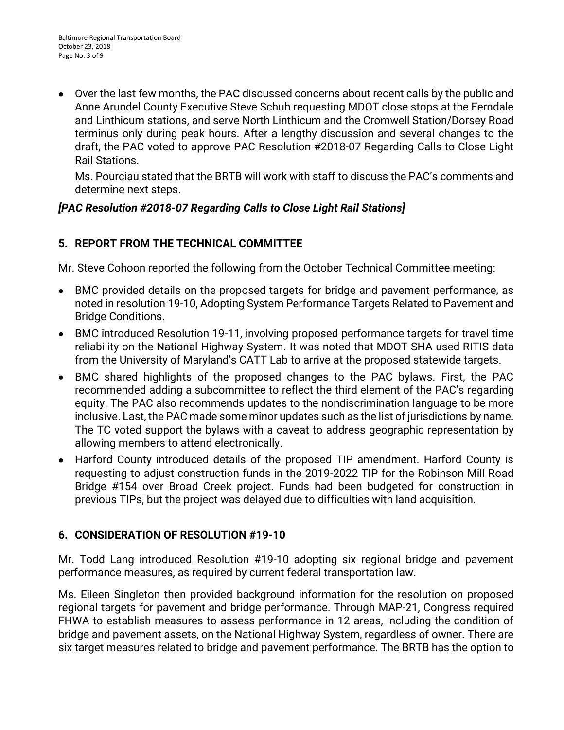- Over the last few months, the PAC discussed concerns about recent calls by the public and Anne Arundel County Executive Steve Schuh requesting MDOT close stops at the Ferndale and Linthicum stations, and serve North Linthicum and the Cromwell Station/Dorsey Road terminus only during peak hours. After a lengthy discussion and several changes to the draft, the PAC voted to approve PAC Resolution #2018-07 Regarding Calls to Close Light Rail Stations.

  Ms. Pourciau stated that the BRTB will work with staff to discuss the PAC's comments and determine next steps.

***[PAC Resolution #2018-07 Regarding Calls to Close Light Rail Stations]***

## 5. REPORT FROM THE TECHNICAL COMMITTEE

Mr. Steve Cohoon reported the following from the October Technical Committee meeting:

- BMC provided details on the proposed targets for bridge and pavement performance, as noted in resolution 19-10, Adopting System Performance Targets Related to Pavement and Bridge Conditions.
- BMC introduced Resolution 19-11, involving proposed performance targets for travel time reliability on the National Highway System. It was noted that MDOT SHA used RITIS data from the University of Maryland's CATT Lab to arrive at the proposed statewide targets.
- BMC shared highlights of the proposed changes to the PAC bylaws. First, the PAC recommended adding a subcommittee to reflect the third element of the PAC's regarding equity. The PAC also recommends updates to the nondiscrimination language to be more inclusive. Last, the PAC made some minor updates such as the list of jurisdictions by name. The TC voted support the bylaws with a caveat to address geographic representation by allowing members to attend electronically.
- Harford County introduced details of the proposed TIP amendment. Harford County is requesting to adjust construction funds in the 2019-2022 TIP for the Robinson Mill Road Bridge #154 over Broad Creek project. Funds had been budgeted for construction in previous TIPs, but the project was delayed due to difficulties with land acquisition.

## 6. CONSIDERATION OF RESOLUTION #19-10

Mr. Todd Lang introduced Resolution #19-10 adopting six regional bridge and pavement performance measures, as required by current federal transportation law.

Ms. Eileen Singleton then provided background information for the resolution on proposed regional targets for pavement and bridge performance. Through MAP-21, Congress required FHWA to establish measures to assess performance in 12 areas, including the condition of bridge and pavement assets, on the National Highway System, regardless of owner. There are six target measures related to bridge and pavement performance. The BRTB has the option to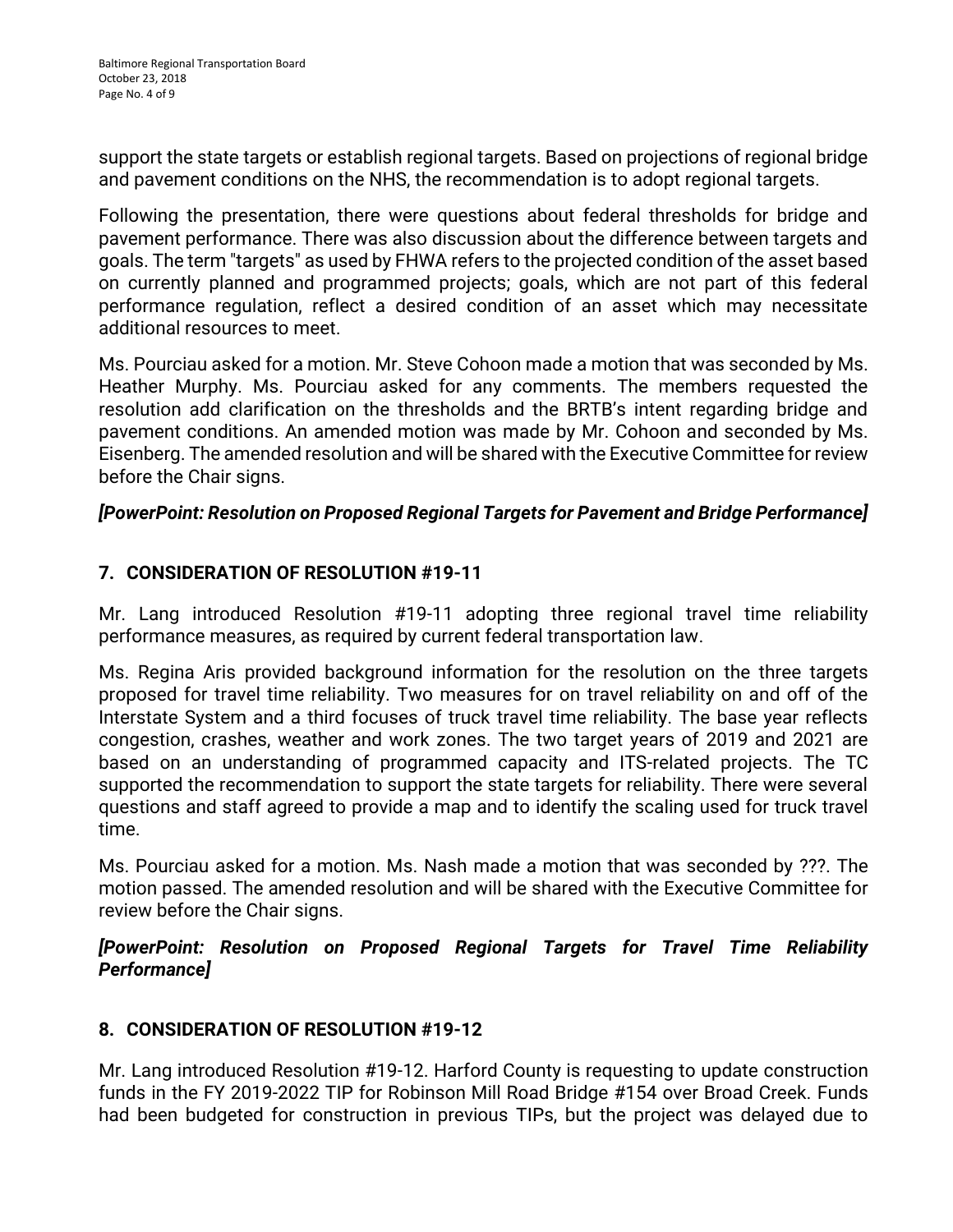support the state targets or establish regional targets. Based on projections of regional bridge and pavement conditions on the NHS, the recommendation is to adopt regional targets.

Following the presentation, there were questions about federal thresholds for bridge and pavement performance. There was also discussion about the difference between targets and goals. The term "targets" as used by FHWA refers to the projected condition of the asset based on currently planned and programmed projects; goals, which are not part of this federal performance regulation, reflect a desired condition of an asset which may necessitate additional resources to meet.

Ms. Pourciau asked for a motion. Mr. Steve Cohoon made a motion that was seconded by Ms. Heather Murphy. Ms. Pourciau asked for any comments. The members requested the resolution add clarification on the thresholds and the BRTB's intent regarding bridge and pavement conditions. An amended motion was made by Mr. Cohoon and seconded by Ms. Eisenberg. The amended resolution and will be shared with the Executive Committee for review before the Chair signs.

***[PowerPoint: Resolution on Proposed Regional Targets for Pavement and Bridge Performance]***

## 7. CONSIDERATION OF RESOLUTION #19-11

Mr. Lang introduced Resolution #19-11 adopting three regional travel time reliability performance measures, as required by current federal transportation law.

Ms. Regina Aris provided background information for the resolution on the three targets proposed for travel time reliability. Two measures for on travel reliability on and off of the Interstate System and a third focuses of truck travel time reliability. The base year reflects congestion, crashes, weather and work zones. The two target years of 2019 and 2021 are based on an understanding of programmed capacity and ITS-related projects. The TC supported the recommendation to support the state targets for reliability. There were several questions and staff agreed to provide a map and to identify the scaling used for truck travel time.

Ms. Pourciau asked for a motion. Ms. Nash made a motion that was seconded by ???. The motion passed. The amended resolution and will be shared with the Executive Committee for review before the Chair signs.

***[PowerPoint: Resolution on Proposed Regional Targets for Travel Time Reliability Performance]***

## 8. CONSIDERATION OF RESOLUTION #19-12

Mr. Lang introduced Resolution #19-12. Harford County is requesting to update construction funds in the FY 2019-2022 TIP for Robinson Mill Road Bridge #154 over Broad Creek. Funds had been budgeted for construction in previous TIPs, but the project was delayed due to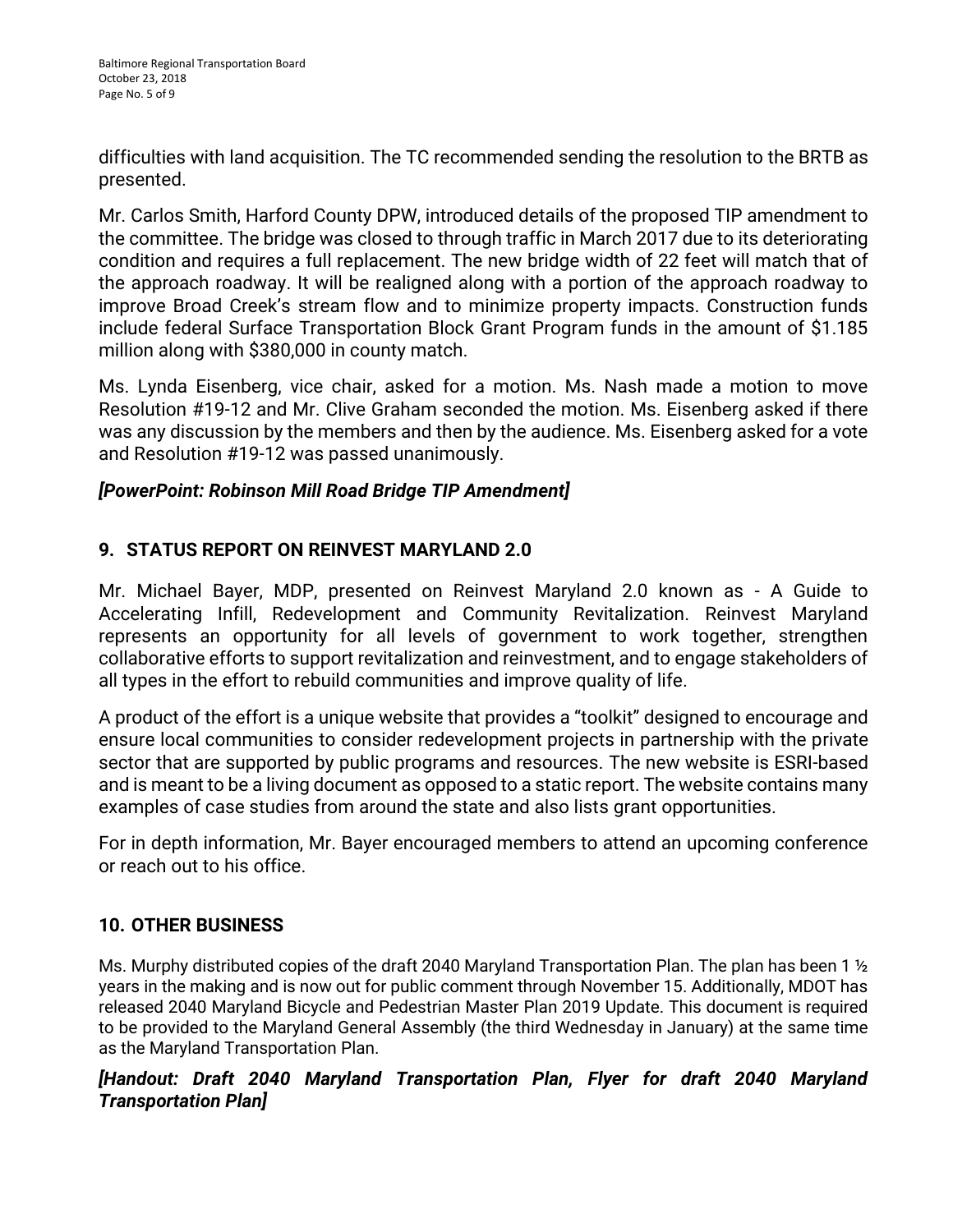difficulties with land acquisition. The TC recommended sending the resolution to the BRTB as presented.

Mr. Carlos Smith, Harford County DPW, introduced details of the proposed TIP amendment to the committee. The bridge was closed to through traffic in March 2017 due to its deteriorating condition and requires a full replacement. The new bridge width of 22 feet will match that of the approach roadway. It will be realigned along with a portion of the approach roadway to improve Broad Creek's stream flow and to minimize property impacts. Construction funds include federal Surface Transportation Block Grant Program funds in the amount of $1.185 million along with $380,000 in county match.

Ms. Lynda Eisenberg, vice chair, asked for a motion. Ms. Nash made a motion to move Resolution #19-12 and Mr. Clive Graham seconded the motion. Ms. Eisenberg asked if there was any discussion by the members and then by the audience. Ms. Eisenberg asked for a vote and Resolution #19-12 was passed unanimously.

***[PowerPoint: Robinson Mill Road Bridge TIP Amendment]***

## 9. STATUS REPORT ON REINVEST MARYLAND 2.0

Mr. Michael Bayer, MDP, presented on Reinvest Maryland 2.0 known as - A Guide to Accelerating Infill, Redevelopment and Community Revitalization. Reinvest Maryland represents an opportunity for all levels of government to work together, strengthen collaborative efforts to support revitalization and reinvestment, and to engage stakeholders of all types in the effort to rebuild communities and improve quality of life.

A product of the effort is a unique website that provides a "toolkit" designed to encourage and ensure local communities to consider redevelopment projects in partnership with the private sector that are supported by public programs and resources. The new website is ESRI-based and is meant to be a living document as opposed to a static report. The website contains many examples of case studies from around the state and also lists grant opportunities.

For in depth information, Mr. Bayer encouraged members to attend an upcoming conference or reach out to his office.

## 10. OTHER BUSINESS

Ms. Murphy distributed copies of the draft 2040 Maryland Transportation Plan. The plan has been 1 ½ years in the making and is now out for public comment through November 15. Additionally, MDOT has released 2040 Maryland Bicycle and Pedestrian Master Plan 2019 Update. This document is required to be provided to the Maryland General Assembly (the third Wednesday in January) at the same time as the Maryland Transportation Plan.

***[Handout: Draft 2040 Maryland Transportation Plan, Flyer for draft 2040 Maryland Transportation Plan]***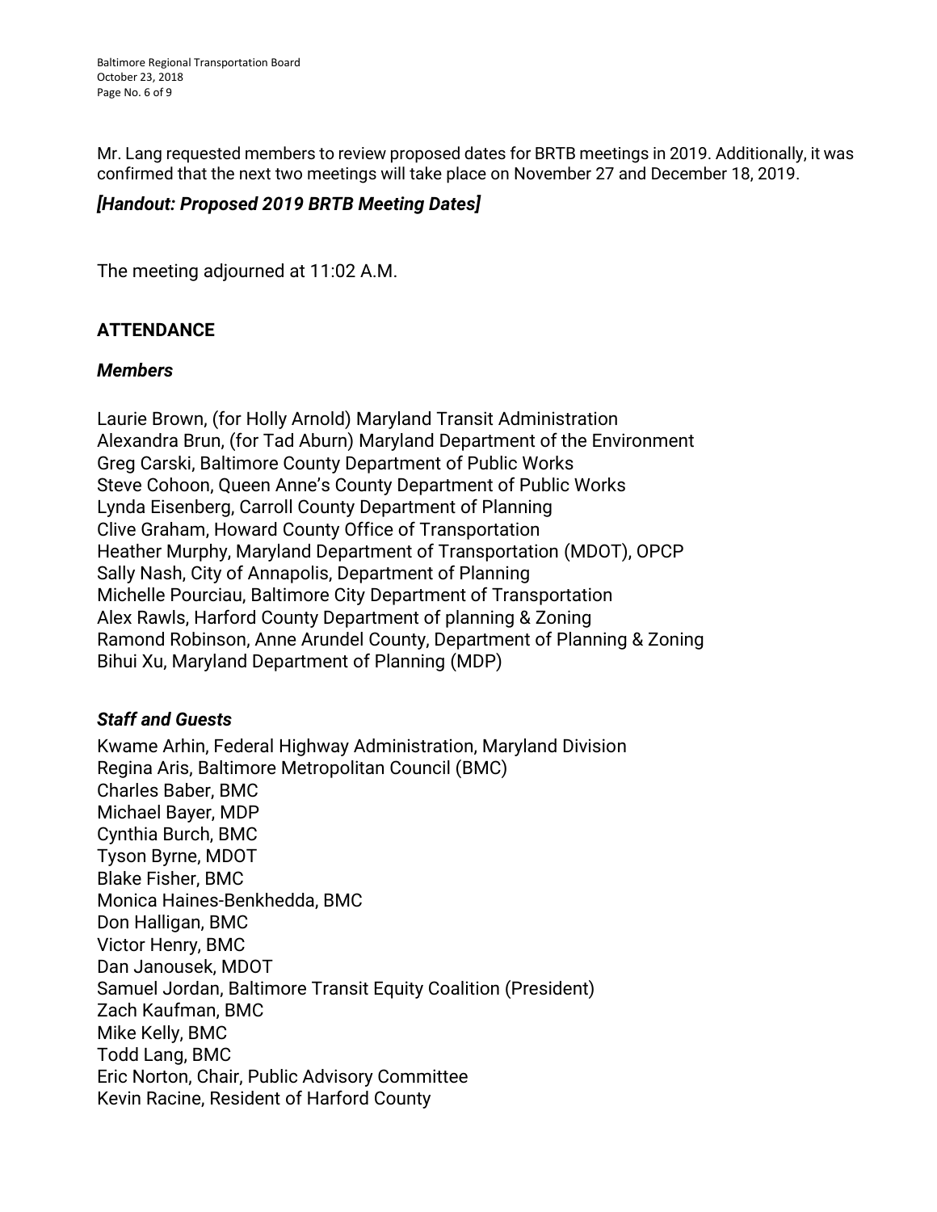Mr. Lang requested members to review proposed dates for BRTB meetings in 2019. Additionally, it was confirmed that the next two meetings will take place on November 27 and December 18, 2019.

***[Handout: Proposed 2019 BRTB Meeting Dates]***

The meeting adjourned at 11:02 A.M.

## ATTENDANCE

### *Members*

Laurie Brown, (for Holly Arnold) Maryland Transit Administration
Alexandra Brun, (for Tad Aburn) Maryland Department of the Environment
Greg Carski, Baltimore County Department of Public Works
Steve Cohoon, Queen Anne's County Department of Public Works
Lynda Eisenberg, Carroll County Department of Planning
Clive Graham, Howard County Office of Transportation
Heather Murphy, Maryland Department of Transportation (MDOT), OPCP
Sally Nash, City of Annapolis, Department of Planning
Michelle Pourciau, Baltimore City Department of Transportation
Alex Rawls, Harford County Department of planning & Zoning
Ramond Robinson, Anne Arundel County, Department of Planning & Zoning
Bihui Xu, Maryland Department of Planning (MDP)

### *Staff and Guests*

Kwame Arhin, Federal Highway Administration, Maryland Division
Regina Aris, Baltimore Metropolitan Council (BMC)
Charles Baber, BMC
Michael Bayer, MDP
Cynthia Burch, BMC
Tyson Byrne, MDOT
Blake Fisher, BMC
Monica Haines-Benkhedda, BMC
Don Halligan, BMC
Victor Henry, BMC
Dan Janousek, MDOT
Samuel Jordan, Baltimore Transit Equity Coalition (President)
Zach Kaufman, BMC
Mike Kelly, BMC
Todd Lang, BMC
Eric Norton, Chair, Public Advisory Committee
Kevin Racine, Resident of Harford County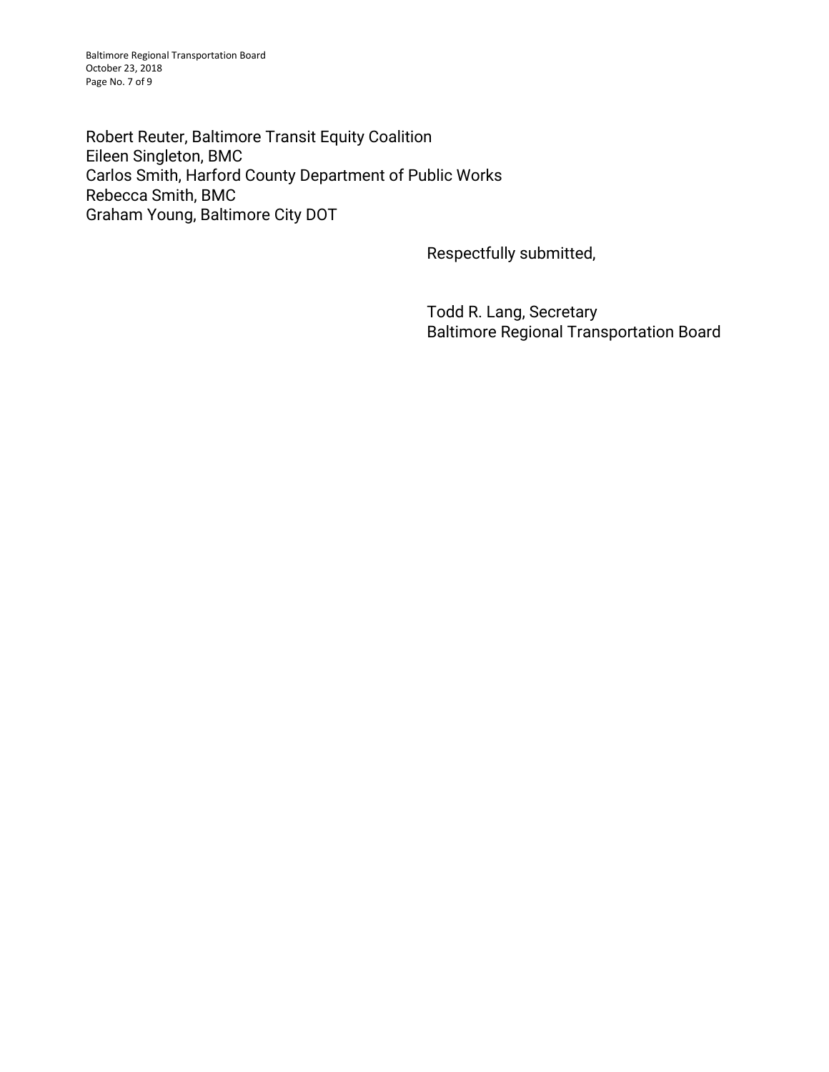Robert Reuter, Baltimore Transit Equity Coalition
Eileen Singleton, BMC
Carlos Smith, Harford County Department of Public Works
Rebecca Smith, BMC
Graham Young, Baltimore City DOT

Respectfully submitted,

Todd R. Lang, Secretary
Baltimore Regional Transportation Board